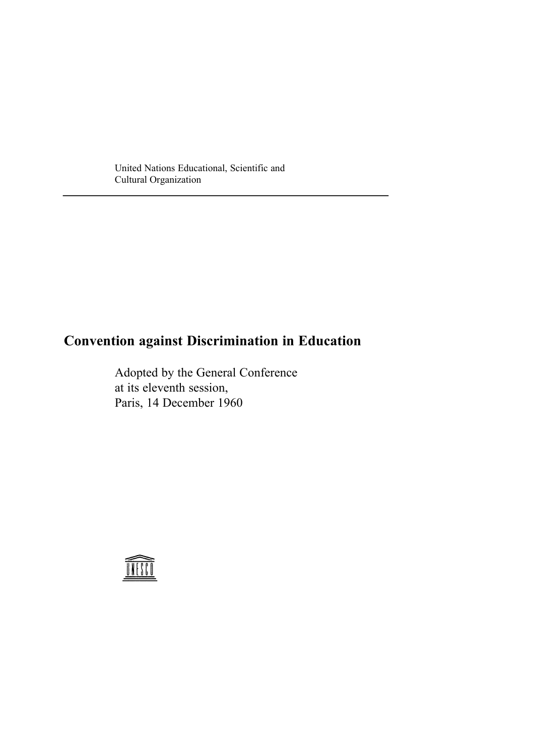United Nations Educational, Scientific and
Cultural Organization

---

# Convention against Discrimination in Education

Adopted by the General Conference
at its eleventh session,
Paris, 14 December 1960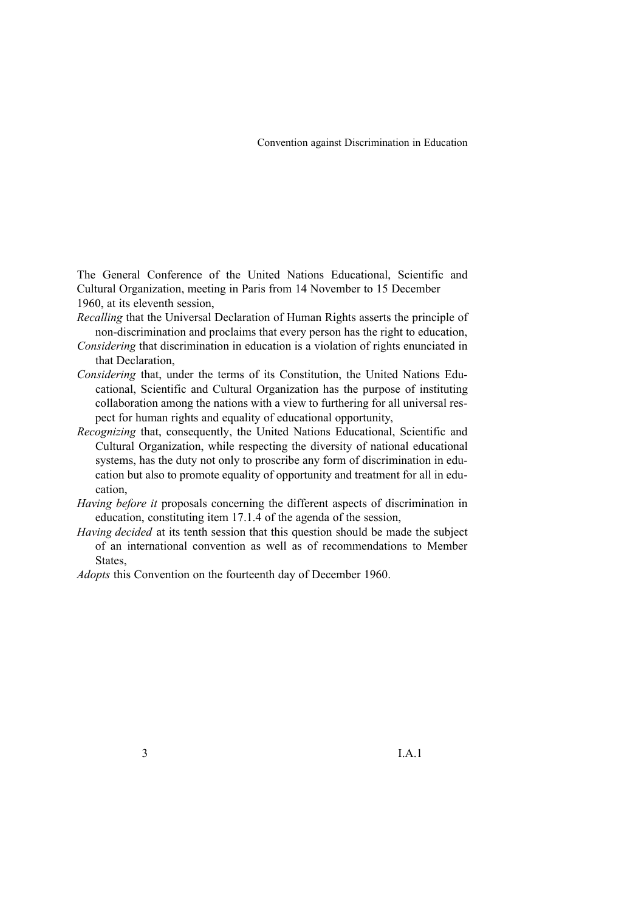The General Conference of the United Nations Educational, Scientific and Cultural Organization, meeting in Paris from 14 November to 15 December 1960, at its eleventh session,

*Recalling* that the Universal Declaration of Human Rights asserts the principle of non-discrimination and proclaims that every person has the right to education,

*Considering* that discrimination in education is a violation of rights enunciated in that Declaration,

*Considering* that, under the terms of its Constitution, the United Nations Educational, Scientific and Cultural Organization has the purpose of instituting collaboration among the nations with a view to furthering for all universal respect for human rights and equality of educational opportunity,

*Recognizing* that, consequently, the United Nations Educational, Scientific and Cultural Organization, while respecting the diversity of national educational systems, has the duty not only to proscribe any form of discrimination in education but also to promote equality of opportunity and treatment for all in education,

*Having before it* proposals concerning the different aspects of discrimination in education, constituting item 17.1.4 of the agenda of the session,

*Having decided* at its tenth session that this question should be made the subject of an international convention as well as of recommendations to Member States,

*Adopts* this Convention on the fourteenth day of December 1960.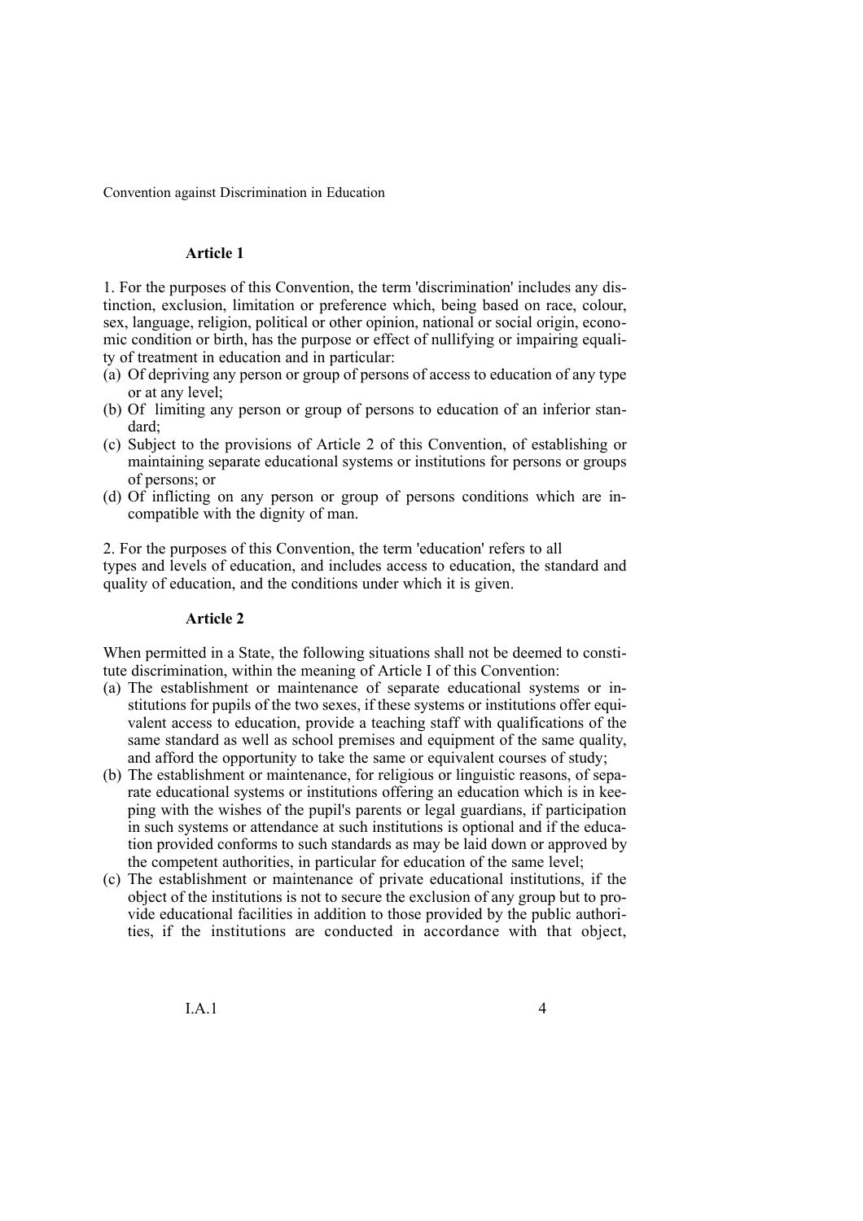### Article 1

1. For the purposes of this Convention, the term 'discrimination' includes any distinction, exclusion, limitation or preference which, being based on race, colour, sex, language, religion, political or other opinion, national or social origin, economic condition or birth, has the purpose or effect of nullifying or impairing equality of treatment in education and in particular:

(a) Of depriving any person or group of persons of access to education of any type or at any level;
(b) Of limiting any person or group of persons to education of an inferior standard;
(c) Subject to the provisions of Article 2 of this Convention, of establishing or maintaining separate educational systems or institutions for persons or groups of persons; or
(d) Of inflicting on any person or group of persons conditions which are incompatible with the dignity of man.

2. For the purposes of this Convention, the term 'education' refers to all types and levels of education, and includes access to education, the standard and quality of education, and the conditions under which it is given.

### Article 2

When permitted in a State, the following situations shall not be deemed to constitute discrimination, within the meaning of Article I of this Convention:

(a) The establishment or maintenance of separate educational systems or institutions for pupils of the two sexes, if these systems or institutions offer equivalent access to education, provide a teaching staff with qualifications of the same standard as well as school premises and equipment of the same quality, and afford the opportunity to take the same or equivalent courses of study;
(b) The establishment or maintenance, for religious or linguistic reasons, of separate educational systems or institutions offering an education which is in keeping with the wishes of the pupil's parents or legal guardians, if participation in such systems or attendance at such institutions is optional and if the education provided conforms to such standards as may be laid down or approved by the competent authorities, in particular for education of the same level;
(c) The establishment or maintenance of private educational institutions, if the object of the institutions is not to secure the exclusion of any group but to provide educational facilities in addition to those provided by the public authorities, if the institutions are conducted in accordance with that object,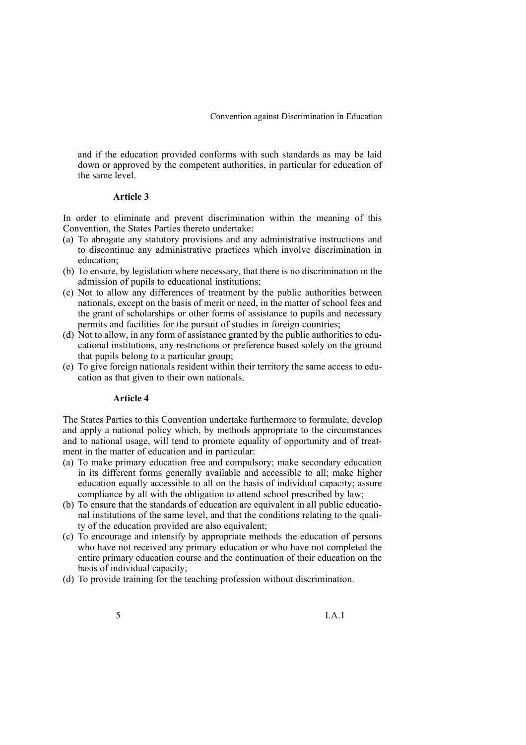and if the education provided conforms with such standards as may be laid down or approved by the competent authorities, in particular for education of the same level.

### Article 3

In order to eliminate and prevent discrimination within the meaning of this Convention, the States Parties thereto undertake:

(a) To abrogate any statutory provisions and any administrative instructions and to discontinue any administrative practices which involve discrimination in education;

(b) To ensure, by legislation where necessary, that there is no discrimination in the admission of pupils to educational institutions;

(c) Not to allow any differences of treatment by the public authorities between nationals, except on the basis of merit or need, in the matter of school fees and the grant of scholarships or other forms of assistance to pupils and necessary permits and facilities for the pursuit of studies in foreign countries;

(d) Not to allow, in any form of assistance granted by the public authorities to educational institutions, any restrictions or preference based solely on the ground that pupils belong to a particular group;

(e) To give foreign nationals resident within their territory the same access to education as that given to their own nationals.

### Article 4

The States Parties to this Convention undertake furthermore to formulate, develop and apply a national policy which, by methods appropriate to the circumstances and to national usage, will tend to promote equality of opportunity and of treatment in the matter of education and in particular:

(a) To make primary education free and compulsory; make secondary education in its different forms generally available and accessible to all; make higher education equally accessible to all on the basis of individual capacity; assure compliance by all with the obligation to attend school prescribed by law;

(b) To ensure that the standards of education are equivalent in all public educational institutions of the same level, and that the conditions relating to the quality of the education provided are also equivalent;

(c) To encourage and intensify by appropriate methods the education of persons who have not received any primary education or who have not completed the entire primary education course and the continuation of their education on the basis of individual capacity;

(d) To provide training for the teaching profession without discrimination.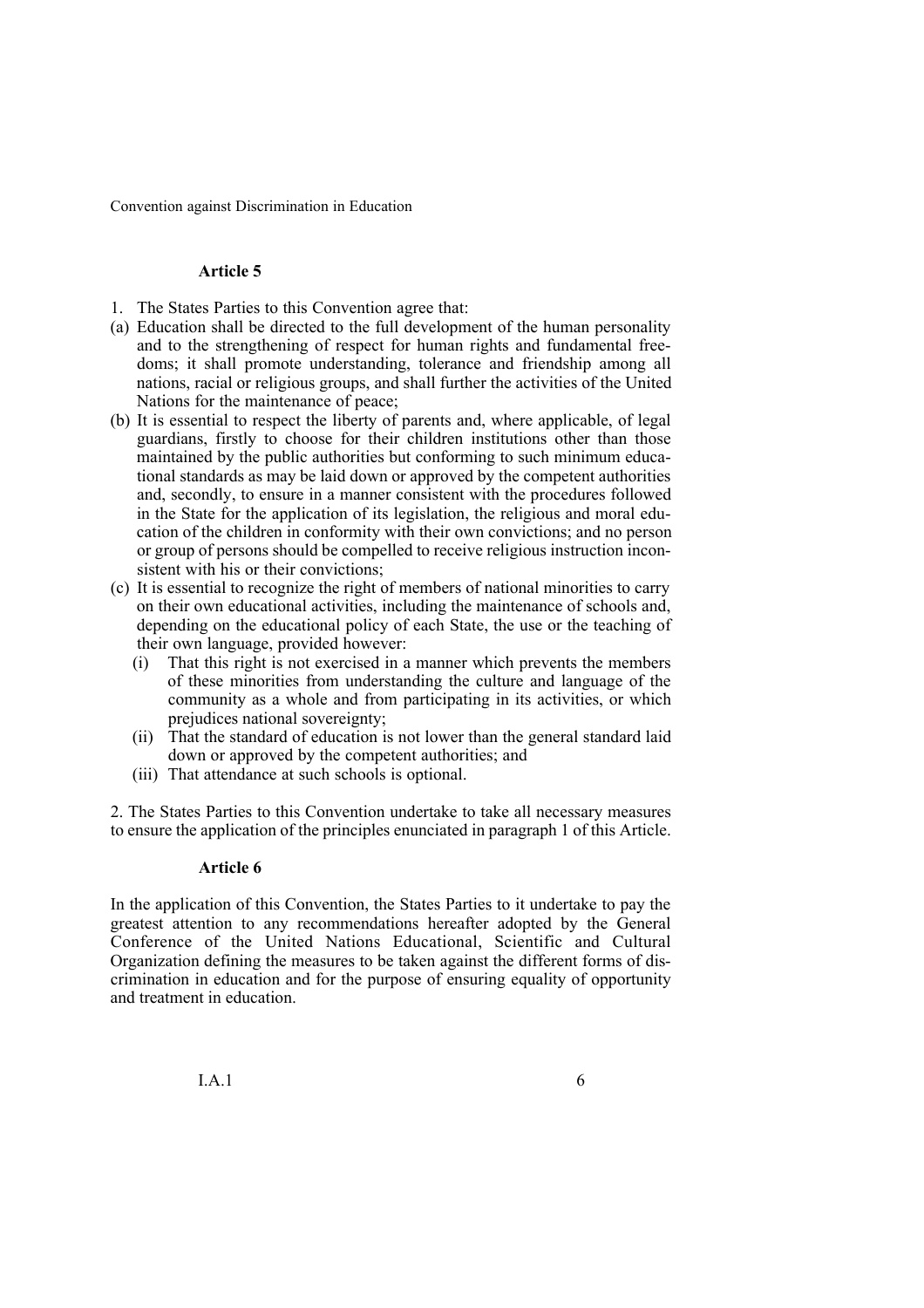### Article 5

1. The States Parties to this Convention agree that:

(a) Education shall be directed to the full development of the human personality and to the strengthening of respect for human rights and fundamental freedoms; it shall promote understanding, tolerance and friendship among all nations, racial or religious groups, and shall further the activities of the United Nations for the maintenance of peace;

(b) It is essential to respect the liberty of parents and, where applicable, of legal guardians, firstly to choose for their children institutions other than those maintained by the public authorities but conforming to such minimum educational standards as may be laid down or approved by the competent authorities and, secondly, to ensure in a manner consistent with the procedures followed in the State for the application of its legislation, the religious and moral education of the children in conformity with their own convictions; and no person or group of persons should be compelled to receive religious instruction inconsistent with his or their convictions;

(c) It is essential to recognize the right of members of national minorities to carry on their own educational activities, including the maintenance of schools and, depending on the educational policy of each State, the use or the teaching of their own language, provided however:

   (i) That this right is not exercised in a manner which prevents the members of these minorities from understanding the culture and language of the community as a whole and from participating in its activities, or which prejudices national sovereignty;

   (ii) That the standard of education is not lower than the general standard laid down or approved by the competent authorities; and

   (iii) That attendance at such schools is optional.

2. The States Parties to this Convention undertake to take all necessary measures to ensure the application of the principles enunciated in paragraph 1 of this Article.

### Article 6

In the application of this Convention, the States Parties to it undertake to pay the greatest attention to any recommendations hereafter adopted by the General Conference of the United Nations Educational, Scientific and Cultural Organization defining the measures to be taken against the different forms of discrimination in education and for the purpose of ensuring equality of opportunity and treatment in education.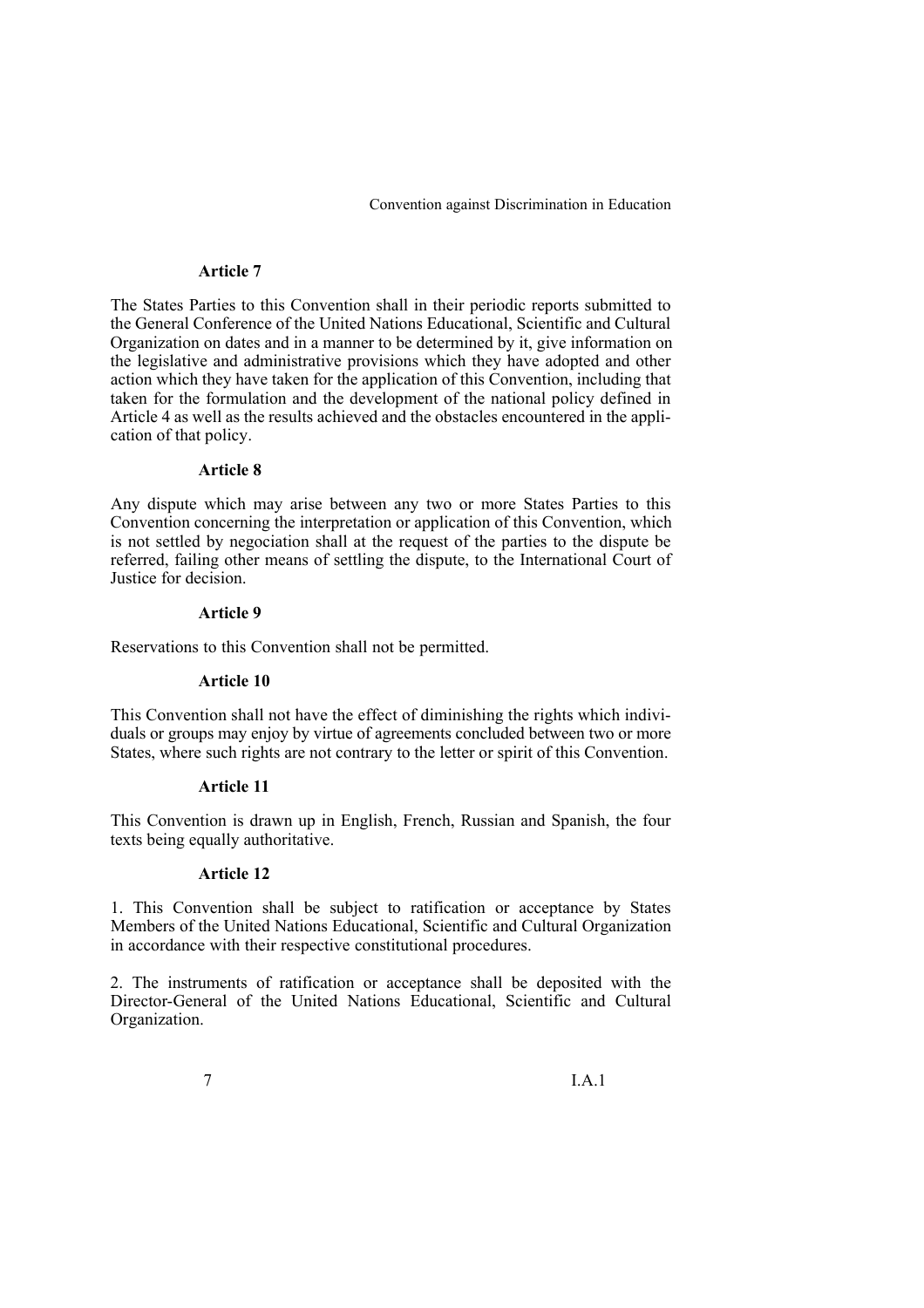### Article 7

The States Parties to this Convention shall in their periodic reports submitted to the General Conference of the United Nations Educational, Scientific and Cultural Organization on dates and in a manner to be determined by it, give information on the legislative and administrative provisions which they have adopted and other action which they have taken for the application of this Convention, including that taken for the formulation and the development of the national policy defined in Article 4 as well as the results achieved and the obstacles encountered in the application of that policy.

### Article 8

Any dispute which may arise between any two or more States Parties to this Convention concerning the interpretation or application of this Convention, which is not settled by negociation shall at the request of the parties to the dispute be referred, failing other means of settling the dispute, to the International Court of Justice for decision.

### Article 9

Reservations to this Convention shall not be permitted.

### Article 10

This Convention shall not have the effect of diminishing the rights which individuals or groups may enjoy by virtue of agreements concluded between two or more States, where such rights are not contrary to the letter or spirit of this Convention.

### Article 11

This Convention is drawn up in English, French, Russian and Spanish, the four texts being equally authoritative.

### Article 12

1. This Convention shall be subject to ratification or acceptance by States Members of the United Nations Educational, Scientific and Cultural Organization in accordance with their respective constitutional procedures.

2. The instruments of ratification or acceptance shall be deposited with the Director-General of the United Nations Educational, Scientific and Cultural Organization.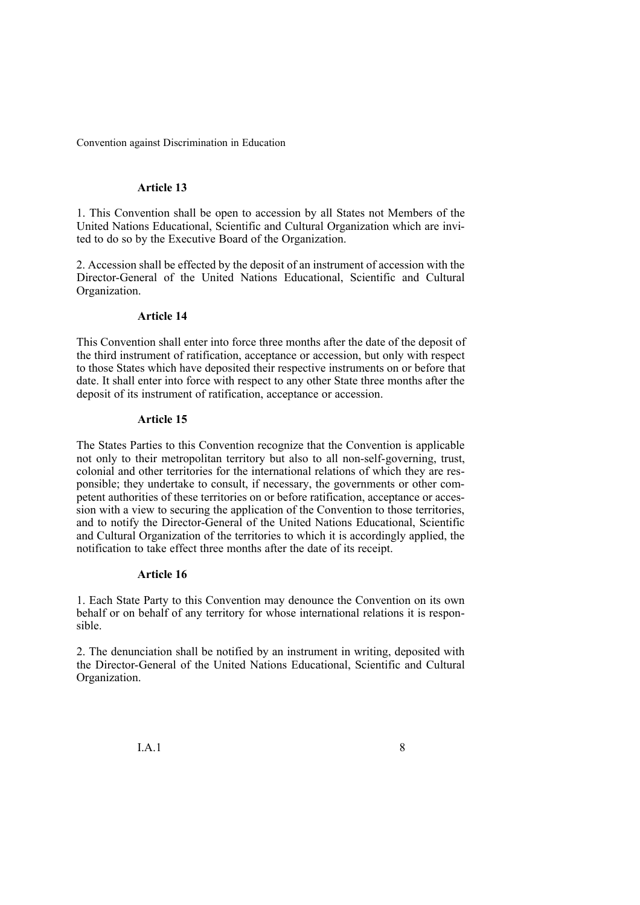### Article 13

1. This Convention shall be open to accession by all States not Members of the United Nations Educational, Scientific and Cultural Organization which are invited to do so by the Executive Board of the Organization.

2. Accession shall be effected by the deposit of an instrument of accession with the Director-General of the United Nations Educational, Scientific and Cultural Organization.

### Article 14

This Convention shall enter into force three months after the date of the deposit of the third instrument of ratification, acceptance or accession, but only with respect to those States which have deposited their respective instruments on or before that date. It shall enter into force with respect to any other State three months after the deposit of its instrument of ratification, acceptance or accession.

### Article 15

The States Parties to this Convention recognize that the Convention is applicable not only to their metropolitan territory but also to all non-self-governing, trust, colonial and other territories for the international relations of which they are responsible; they undertake to consult, if necessary, the governments or other competent authorities of these territories on or before ratification, acceptance or accession with a view to securing the application of the Convention to those territories, and to notify the Director-General of the United Nations Educational, Scientific and Cultural Organization of the territories to which it is accordingly applied, the notification to take effect three months after the date of its receipt.

### Article 16

1. Each State Party to this Convention may denounce the Convention on its own behalf or on behalf of any territory for whose international relations it is responsible.

2. The denunciation shall be notified by an instrument in writing, deposited with the Director-General of the United Nations Educational, Scientific and Cultural Organization.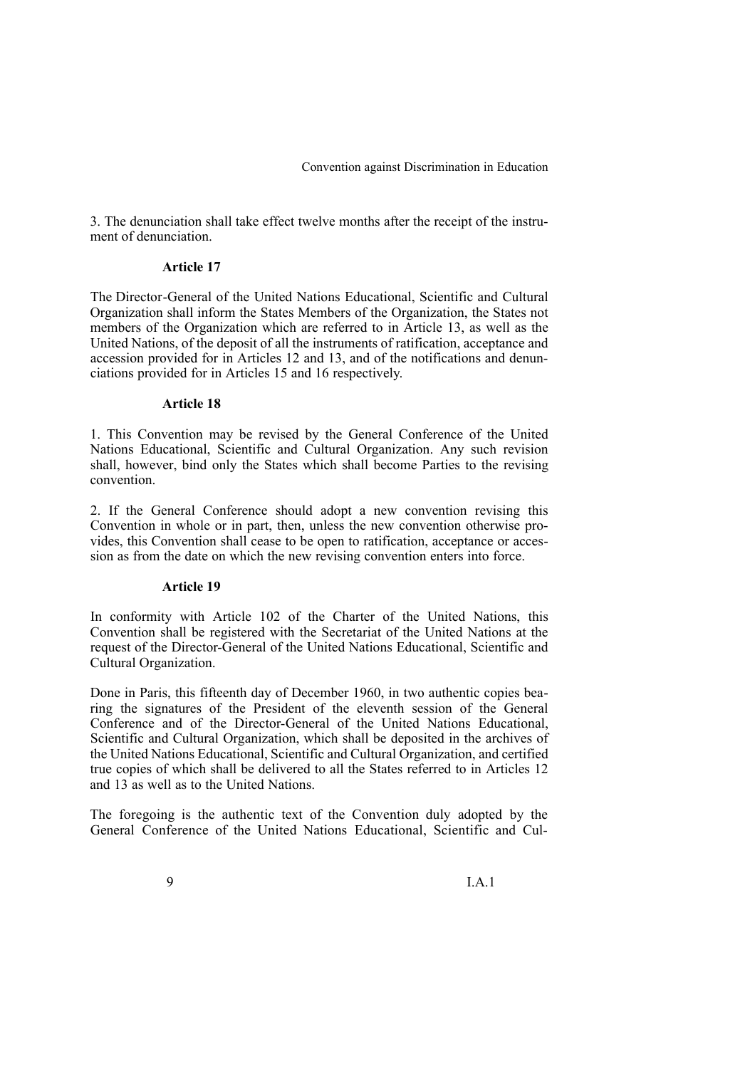3. The denunciation shall take effect twelve months after the receipt of the instrument of denunciation.

**Article 17**

The Director-General of the United Nations Educational, Scientific and Cultural Organization shall inform the States Members of the Organization, the States not members of the Organization which are referred to in Article 13, as well as the United Nations, of the deposit of all the instruments of ratification, acceptance and accession provided for in Articles 12 and 13, and of the notifications and denunciations provided for in Articles 15 and 16 respectively.

**Article 18**

1. This Convention may be revised by the General Conference of the United Nations Educational, Scientific and Cultural Organization. Any such revision shall, however, bind only the States which shall become Parties to the revising convention.

2. If the General Conference should adopt a new convention revising this Convention in whole or in part, then, unless the new convention otherwise provides, this Convention shall cease to be open to ratification, acceptance or accession as from the date on which the new revising convention enters into force.

**Article 19**

In conformity with Article 102 of the Charter of the United Nations, this Convention shall be registered with the Secretariat of the United Nations at the request of the Director-General of the United Nations Educational, Scientific and Cultural Organization.

Done in Paris, this fifteenth day of December 1960, in two authentic copies bearing the signatures of the President of the eleventh session of the General Conference and of the Director-General of the United Nations Educational, Scientific and Cultural Organization, which shall be deposited in the archives of the United Nations Educational, Scientific and Cultural Organization, and certified true copies of which shall be delivered to all the States referred to in Articles 12 and 13 as well as to the United Nations.

The foregoing is the authentic text of the Convention duly adopted by the General Conference of the United Nations Educational, Scientific and Cul-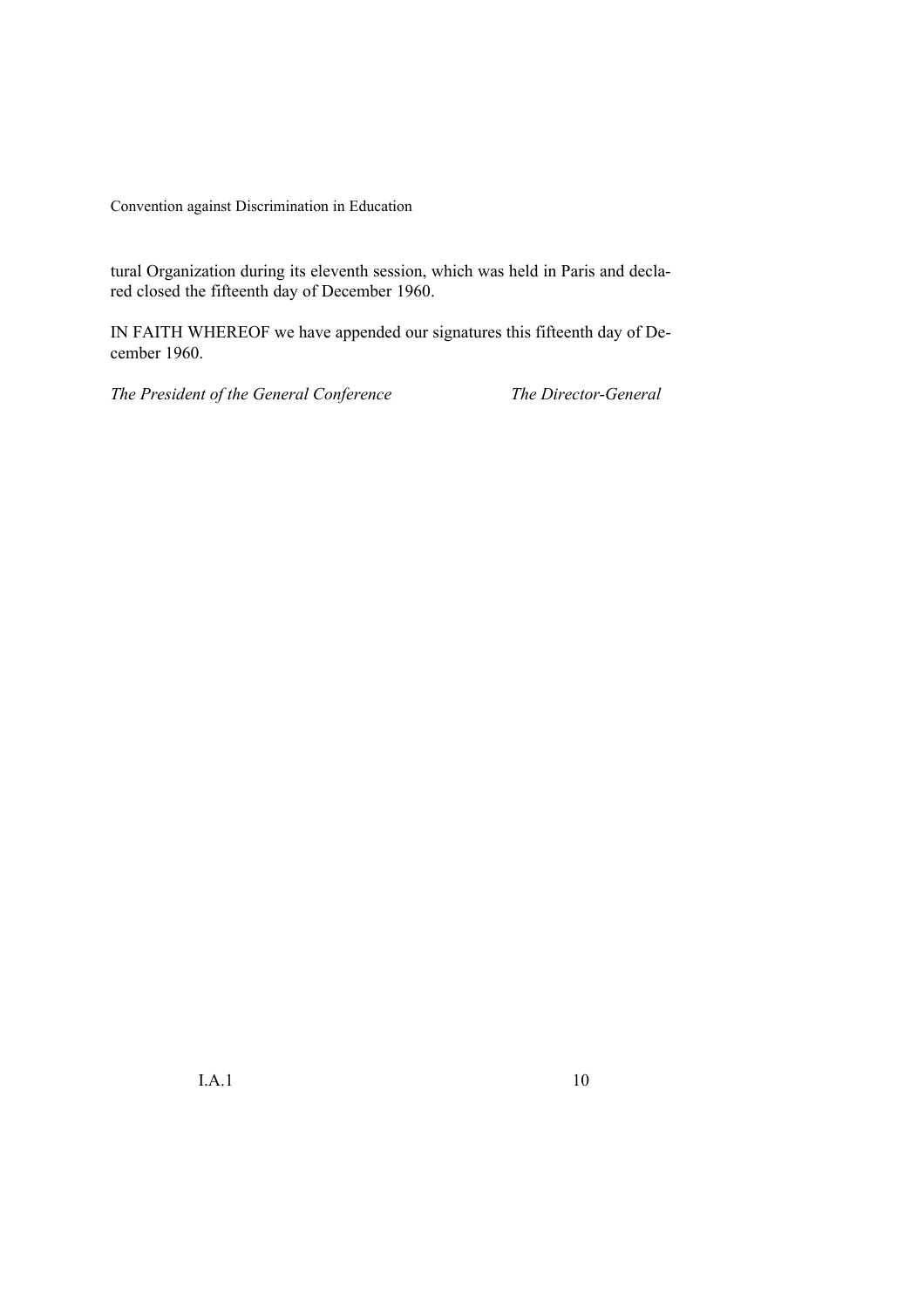tural Organization during its eleventh session, which was held in Paris and declared closed the fifteenth day of December 1960.

IN FAITH WHEREOF we have appended our signatures this fifteenth day of December 1960.

*The President of the General Conference* *The Director-General*